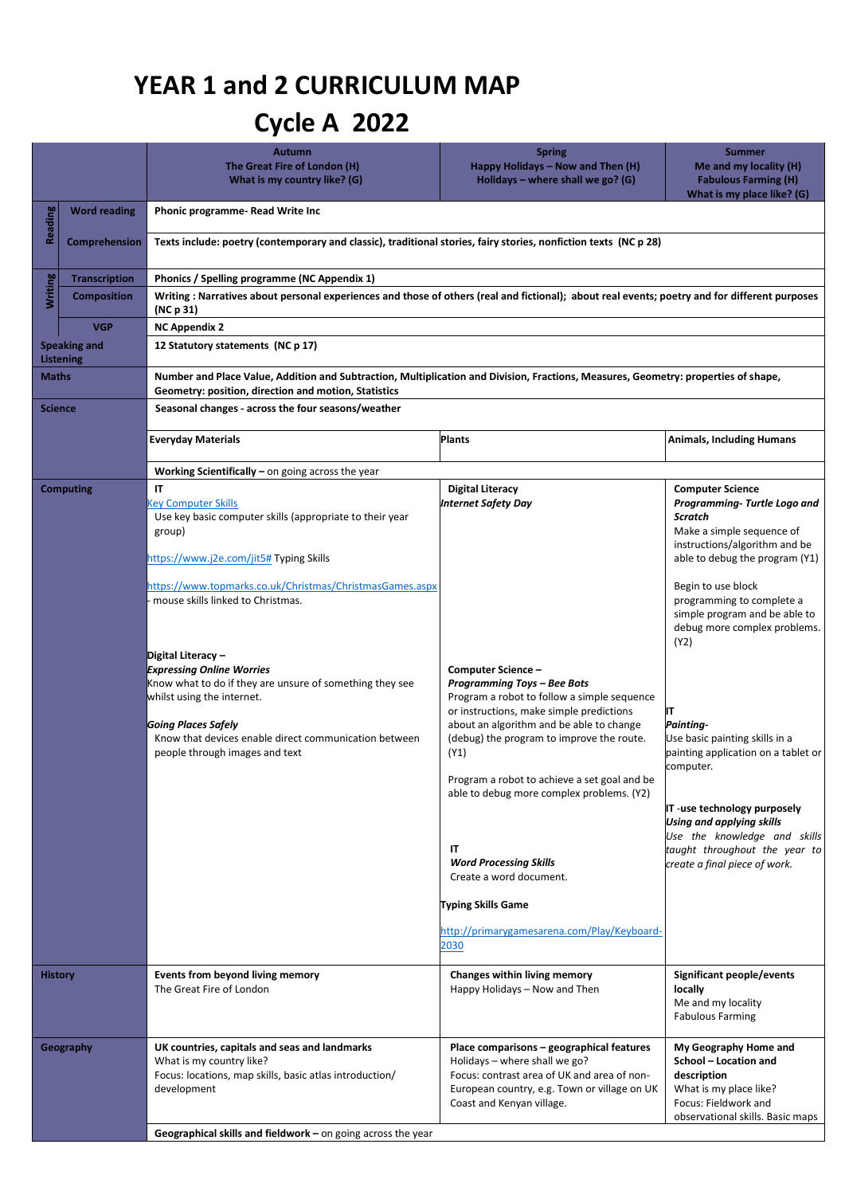# YEAR 1 and 2 CURRICULUM MAP

# Cycle A 2022

| | | Autumn<br>The Great Fire of London (H)<br>What is my country like? (G) | Spring<br>Happy Holidays – Now and Then (H)<br>Holidays – where shall we go? (G) | Summer<br>Me and my locality (H)<br>Fabulous Farming (H)<br>What is my place like? (G) |
|---|---|---|---|---|
| Reading | Word reading | **Phonic programme- Read Write Inc** | | |
| | Comprehension | **Texts include: poetry (contemporary and classic), traditional stories, fairy stories, nonfiction texts (NC p 28)** | | |
| Writing | Transcription | **Phonics / Spelling programme (NC Appendix 1)** | | |
| | Composition | **Writing : Narratives about personal experiences and those of others (real and fictional); about real events; poetry and for different purposes (NC p 31)** | | |
| | VGP | **NC Appendix 2** | | |
| Speaking and Listening | | **12 Statutory statements (NC p 17)** | | |
| Maths | | **Number and Place Value, Addition and Subtraction, Multiplication and Division, Fractions, Measures, Geometry: properties of shape, Geometry: position, direction and motion, Statistics** | | |
| Science | | **Seasonal changes - across the four seasons/weather** | | |
| | | **Everyday Materials** | **Plants** | **Animals, Including Humans** |
| | | **Working Scientifically –** on going across the year | | |
| Computing | | **IT**<br>Key Computer Skills<br>Use key basic computer skills (appropriate to their year group)<br><br>https://www.j2e.com/jit5# Typing Skills<br><br>https://www.topmarks.co.uk/Christmas/ChristmasGames.aspx - mouse skills linked to Christmas.<br><br>**Digital Literacy –**<br>***Expressing Online Worries***<br>Know what to do if they are unsure of something they see whilst using the internet.<br><br>***Going Places Safely***<br>Know that devices enable direct communication between people through images and text | **Digital Literacy**<br>***Internet Safety Day***<br><br>**Computer Science –**<br>***Programming Toys – Bee Bots***<br>Program a robot to follow a simple sequence or instructions, make simple predictions about an algorithm and be able to change (debug) the program to improve the route. (Y1)<br><br>Program a robot to achieve a set goal and be able to debug more complex problems. (Y2)<br><br>**IT**<br>***Word Processing Skills***<br>Create a word document.<br><br>**Typing Skills Game**<br><br>http://primarygamesarena.com/Play/Keyboard-2030 | **Computer Science**<br>***Programming- Turtle Logo and Scratch***<br>Make a simple sequence of instructions/algorithm and be able to debug the program (Y1)<br><br>Begin to use block programming to complete a simple program and be able to debug more complex problems. (Y2)<br><br>**IT**<br>***Painting-***<br>Use basic painting skills in a painting application on a tablet or computer.<br><br>**IT -use technology purposely**<br>***Using and applying skills***<br>*Use the knowledge and skills taught throughout the year to create a final piece of work.* |
| History | | **Events from beyond living memory**<br>The Great Fire of London | **Changes within living memory**<br>Happy Holidays – Now and Then | **Significant people/events locally**<br>Me and my locality<br>Fabulous Farming |
| Geography | | **UK countries, capitals and seas and landmarks**<br>What is my country like?<br>Focus: locations, map skills, basic atlas introduction/ development | **Place comparisons – geographical features**<br>Holidays – where shall we go?<br>Focus: contrast area of UK and area of non-European country, e.g. Town or village on UK Coast and Kenyan village. | **My Geography Home and School – Location and description**<br>What is my place like?<br>Focus: Fieldwork and observational skills. Basic maps |
| | | **Geographical skills and fieldwork –** on going across the year | | |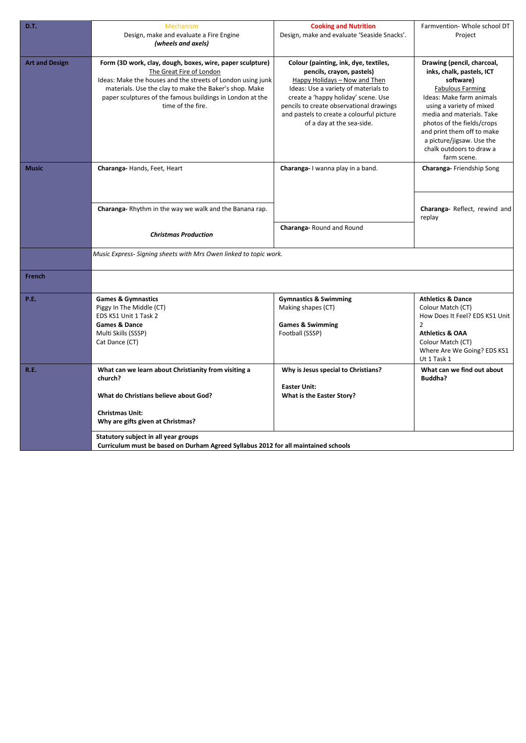| | | | |
|---|---|---|---|
| **D.T.** | Mechanism<br>Design, make and evaluate a Fire Engine<br>***(wheels and axels)*** | **Cooking and Nutrition**<br>Design, make and evaluate 'Seaside Snacks'. | Farmvention- Whole school DT Project |
| **Art and Design** | **Form (3D work, clay, dough, boxes, wire, paper sculpture)**<br>The Great Fire of London<br>Ideas: Make the houses and the streets of London using junk materials. Use the clay to make the Baker's shop. Make paper sculptures of the famous buildings in London at the time of the fire. | **Colour (painting, ink, dye, textiles, pencils, crayon, pastels)**<br>Happy Holidays – Now and Then<br>Ideas: Use a variety of materials to create a 'happy holiday' scene. Use pencils to create observational drawings and pastels to create a colourful picture of a day at the sea-side. | **Drawing (pencil, charcoal, inks, chalk, pastels, ICT software)**<br>Fabulous Farming<br>Ideas: Make farm animals using a variety of mixed media and materials. Take photos of the fields/crops and print them off to make a picture/jigsaw. Use the chalk outdoors to draw a farm scene. |
| **Music** | **Charanga-** Hands, Feet, Heart | **Charanga-** I wanna play in a band. | **Charanga-** Friendship Song |
| | **Charanga-** Rhythm in the way we walk and the Banana rap.<br>***Christmas Production*** | **Charanga-** Round and Round | **Charanga-** Reflect, rewind and replay |
| | *Music Express- Signing sheets with Mrs Owen linked to topic work.* | | |
| **French** | | | |
| **P.E.** | **Games & Gymnastics**<br>Piggy In The Middle (CT)<br>EDS KS1 Unit 1 Task 2<br>**Games & Dance**<br>Multi Skills (SSSP)<br>Cat Dance (CT) | **Gymnastics & Swimming**<br>Making shapes (CT)<br>**Games & Swimming**<br>Football (SSSP) | **Athletics & Dance**<br>Colour Match (CT)<br>How Does It Feel? EDS KS1 Unit 2<br>**Athletics & OAA**<br>Colour Match (CT)<br>Where Are We Going? EDS KS1 Ut 1 Task 1 |
| **R.E.** | **What can we learn about Christianity from visiting a church?**<br>**What do Christians believe about God?**<br>**Christmas Unit:**<br>**Why are gifts given at Christmas?** | **Why is Jesus special to Christians?**<br>**Easter Unit:**<br>**What is the Easter Story?** | **What can we find out about Buddha?** |
| | **Statutory subject in all year groups**<br>**Curriculum must be based on Durham Agreed Syllabus 2012 for all maintained schools** | | |